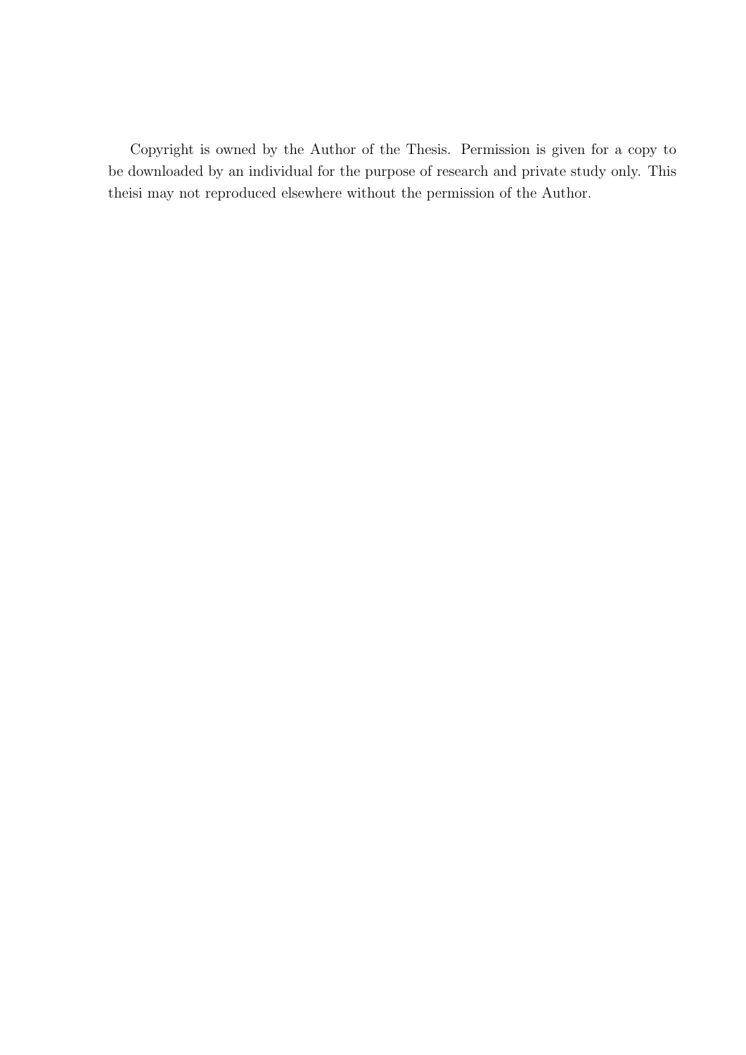Copyright is owned by the Author of the Thesis. Permission is given for a copy to be downloaded by an individual for the purpose of research and private study only. This theisi may not reproduced elsewhere without the permission of the Author.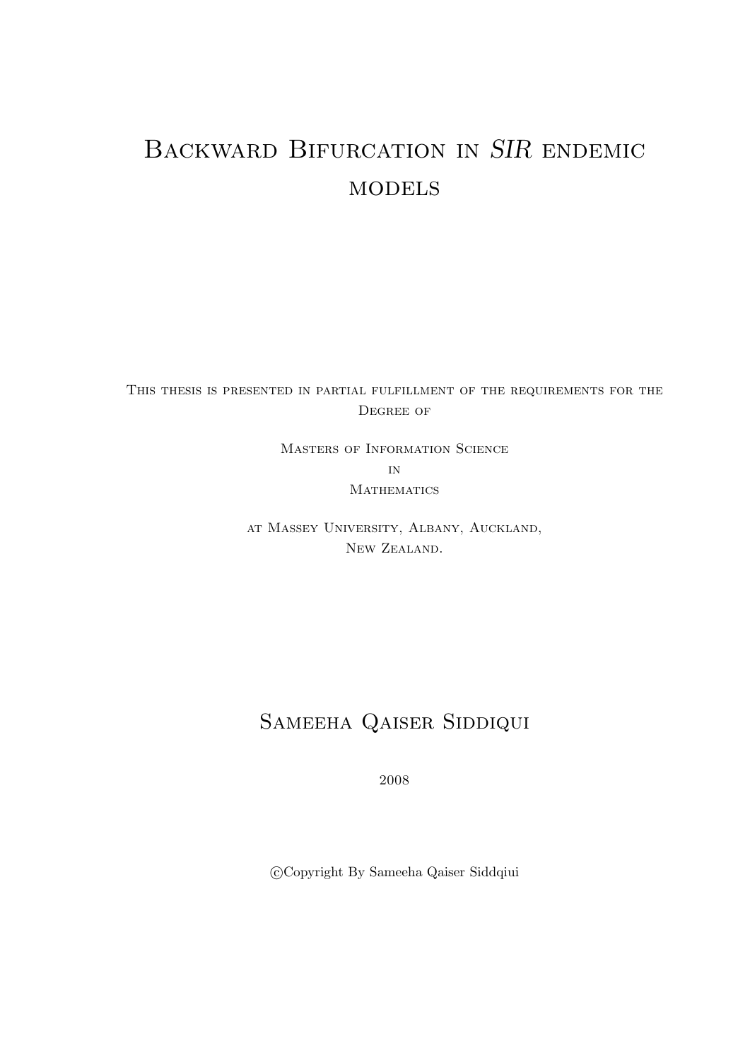# Backward Bifurcation in *SIR* endemic models

This thesis is presented in partial fulfillment of the requirements for the Degree of

Masters of Information Science
in
Mathematics

at Massey University, Albany, Auckland,
New Zealand.

Sameeha Qaiser Siddiqui

2008

©Copyright By Sameeha Qaiser Siddqiui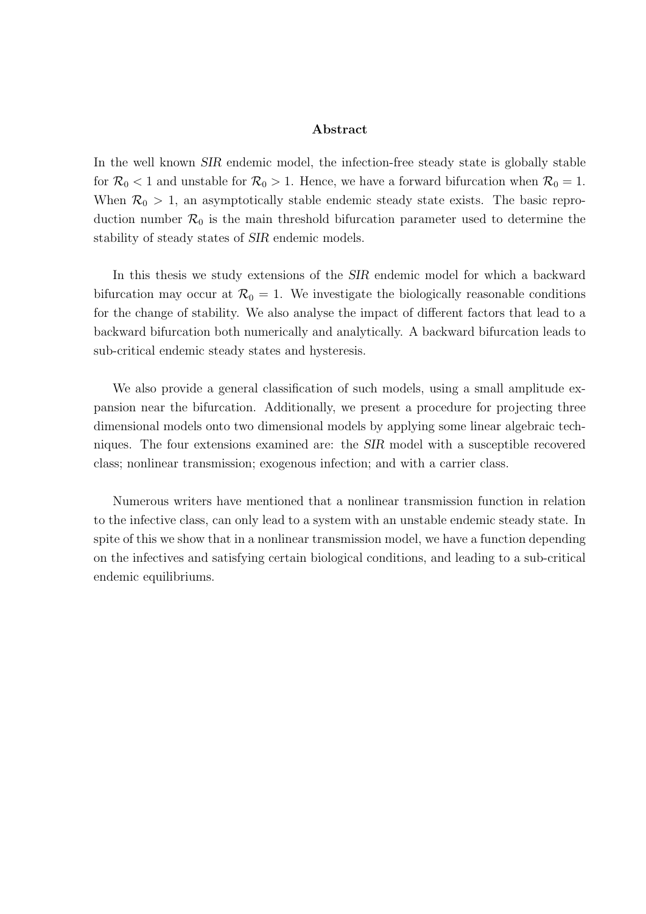## Abstract

In the well known *SIR* endemic model, the infection-free steady state is globally stable for $\mathcal{R}_0 < 1$ and unstable for $\mathcal{R}_0 > 1$. Hence, we have a forward bifurcation when $\mathcal{R}_0 = 1$. When $\mathcal{R}_0 > 1$, an asymptotically stable endemic steady state exists. The basic reproduction number $\mathcal{R}_0$ is the main threshold bifurcation parameter used to determine the stability of steady states of *SIR* endemic models.

In this thesis we study extensions of the *SIR* endemic model for which a backward bifurcation may occur at $\mathcal{R}_0 = 1$. We investigate the biologically reasonable conditions for the change of stability. We also analyse the impact of different factors that lead to a backward bifurcation both numerically and analytically. A backward bifurcation leads to sub-critical endemic steady states and hysteresis.

We also provide a general classification of such models, using a small amplitude expansion near the bifurcation. Additionally, we present a procedure for projecting three dimensional models onto two dimensional models by applying some linear algebraic techniques. The four extensions examined are: the *SIR* model with a susceptible recovered class; nonlinear transmission; exogenous infection; and with a carrier class.

Numerous writers have mentioned that a nonlinear transmission function in relation to the infective class, can only lead to a system with an unstable endemic steady state. In spite of this we show that in a nonlinear transmission model, we have a function depending on the infectives and satisfying certain biological conditions, and leading to a sub-critical endemic equilibriums.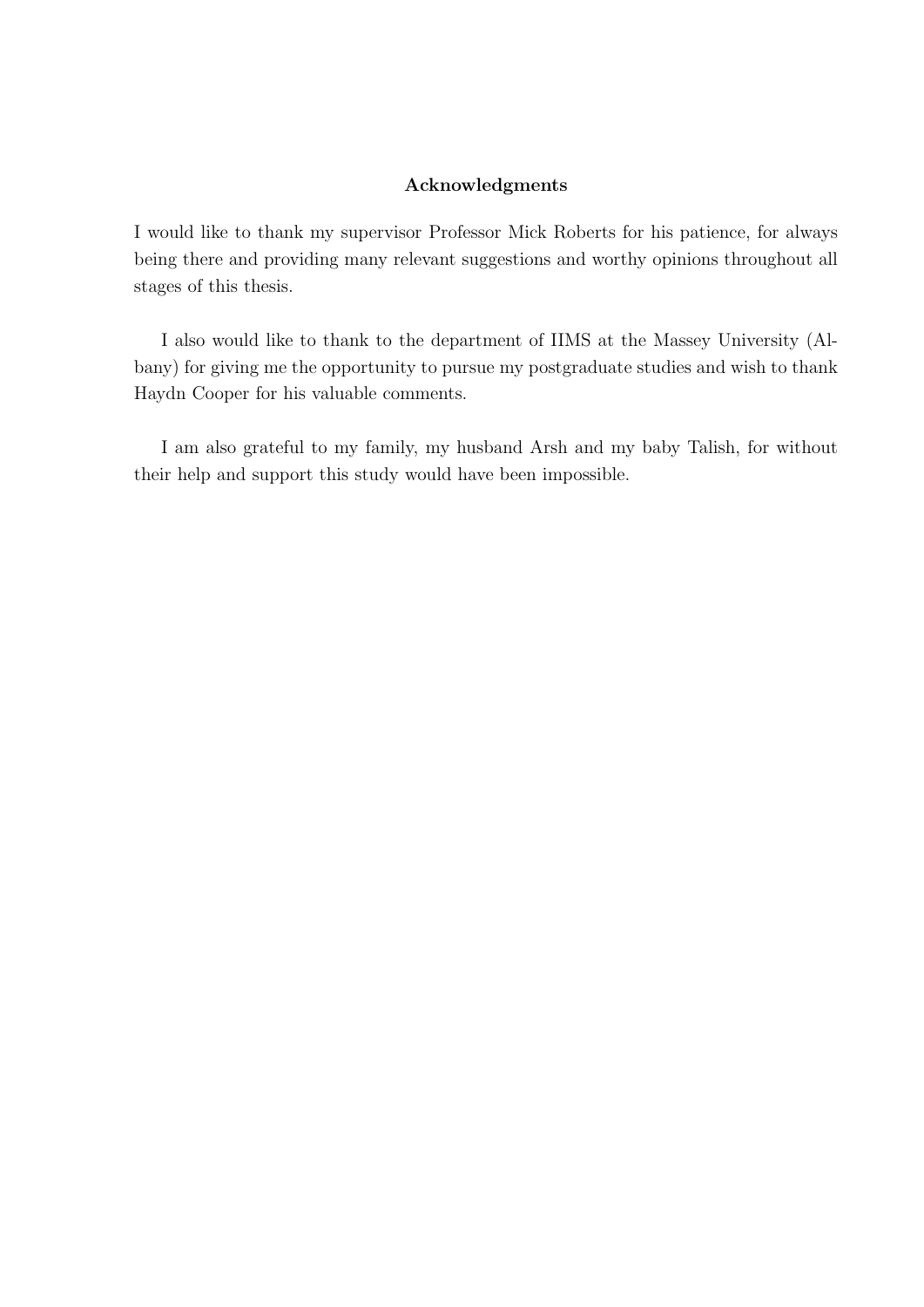## Acknowledgments

I would like to thank my supervisor Professor Mick Roberts for his patience, for always being there and providing many relevant suggestions and worthy opinions throughout all stages of this thesis.

I also would like to thank to the department of IIMS at the Massey University (Albany) for giving me the opportunity to pursue my postgraduate studies and wish to thank Haydn Cooper for his valuable comments.

I am also grateful to my family, my husband Arsh and my baby Talish, for without their help and support this study would have been impossible.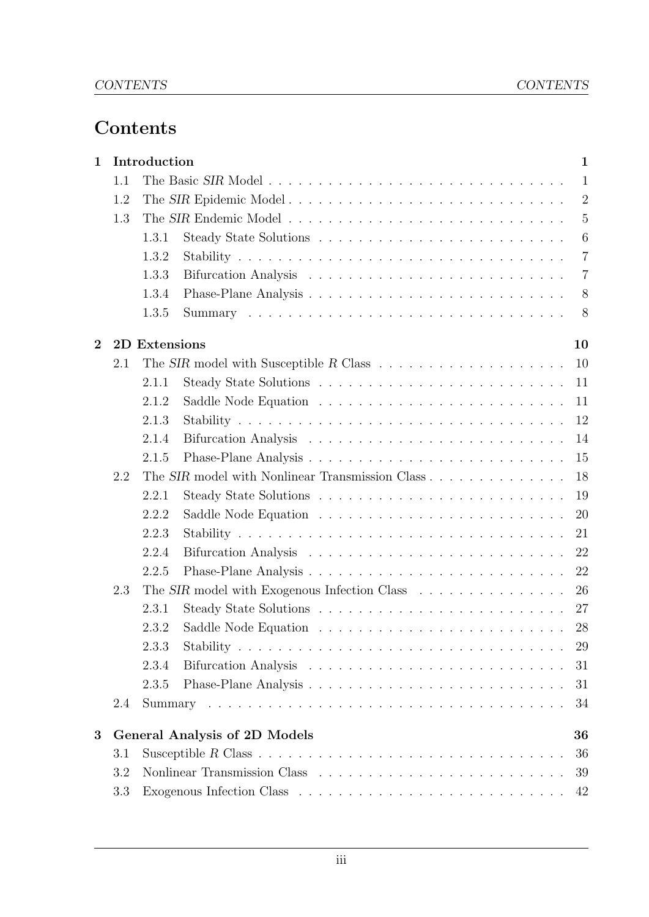# Contents

**1 Introduction** **1**

- 1.1 The Basic *SIR* Model 1
- 1.2 The *SIR* Epidemic Model 2
- 1.3 The *SIR* Endemic Model 5
  - 1.3.1 Steady State Solutions 6
  - 1.3.2 Stability 7
  - 1.3.3 Bifurcation Analysis 7
  - 1.3.4 Phase-Plane Analysis 8
  - 1.3.5 Summary 8

**2 2D Extensions** **10**

- 2.1 The *SIR* model with Susceptible *R* Class 10
  - 2.1.1 Steady State Solutions 11
  - 2.1.2 Saddle Node Equation 11
  - 2.1.3 Stability 12
  - 2.1.4 Bifurcation Analysis 14
  - 2.1.5 Phase-Plane Analysis 15
- 2.2 The *SIR* model with Nonlinear Transmission Class 18
  - 2.2.1 Steady State Solutions 19
  - 2.2.2 Saddle Node Equation 20
  - 2.2.3 Stability 21
  - 2.2.4 Bifurcation Analysis 22
  - 2.2.5 Phase-Plane Analysis 22
- 2.3 The *SIR* model with Exogenous Infection Class 26
  - 2.3.1 Steady State Solutions 27
  - 2.3.2 Saddle Node Equation 28
  - 2.3.3 Stability 29
  - 2.3.4 Bifurcation Analysis 31
  - 2.3.5 Phase-Plane Analysis 31
- 2.4 Summary 34

**3 General Analysis of 2D Models** **36**

- 3.1 Susceptible *R* Class 36
- 3.2 Nonlinear Transmission Class 39
- 3.3 Exogenous Infection Class 42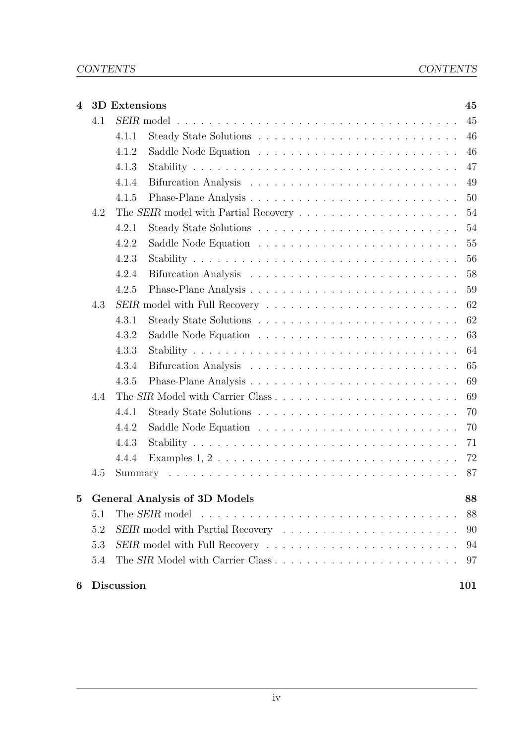**4 3D Extensions** 45

- 4.1 *SEIR* model . . . 45
  - 4.1.1 Steady State Solutions . . . 46
  - 4.1.2 Saddle Node Equation . . . 46
  - 4.1.3 Stability . . . 47
  - 4.1.4 Bifurcation Analysis . . . 49
  - 4.1.5 Phase-Plane Analysis . . . 50
- 4.2 The *SEIR* model with Partial Recovery . . . 54
  - 4.2.1 Steady State Solutions . . . 54
  - 4.2.2 Saddle Node Equation . . . 55
  - 4.2.3 Stability . . . 56
  - 4.2.4 Bifurcation Analysis . . . 58
  - 4.2.5 Phase-Plane Analysis . . . 59
- 4.3 *SEIR* model with Full Recovery . . . 62
  - 4.3.1 Steady State Solutions . . . 62
  - 4.3.2 Saddle Node Equation . . . 63
  - 4.3.3 Stability . . . 64
  - 4.3.4 Bifurcation Analysis . . . 65
  - 4.3.5 Phase-Plane Analysis . . . 69
- 4.4 The *SIR* Model with Carrier Class . . . 69
  - 4.4.1 Steady State Solutions . . . 70
  - 4.4.2 Saddle Node Equation . . . 70
  - 4.4.3 Stability . . . 71
  - 4.4.4 Examples 1, 2 . . . 72
- 4.5 Summary . . . 87

**5 General Analysis of 3D Models** 88

- 5.1 The *SEIR* model . . . 88
- 5.2 *SEIR* model with Partial Recovery . . . 90
- 5.3 *SEIR* model with Full Recovery . . . 94
- 5.4 The *SIR* Model with Carrier Class . . . 97

**6 Discussion** 101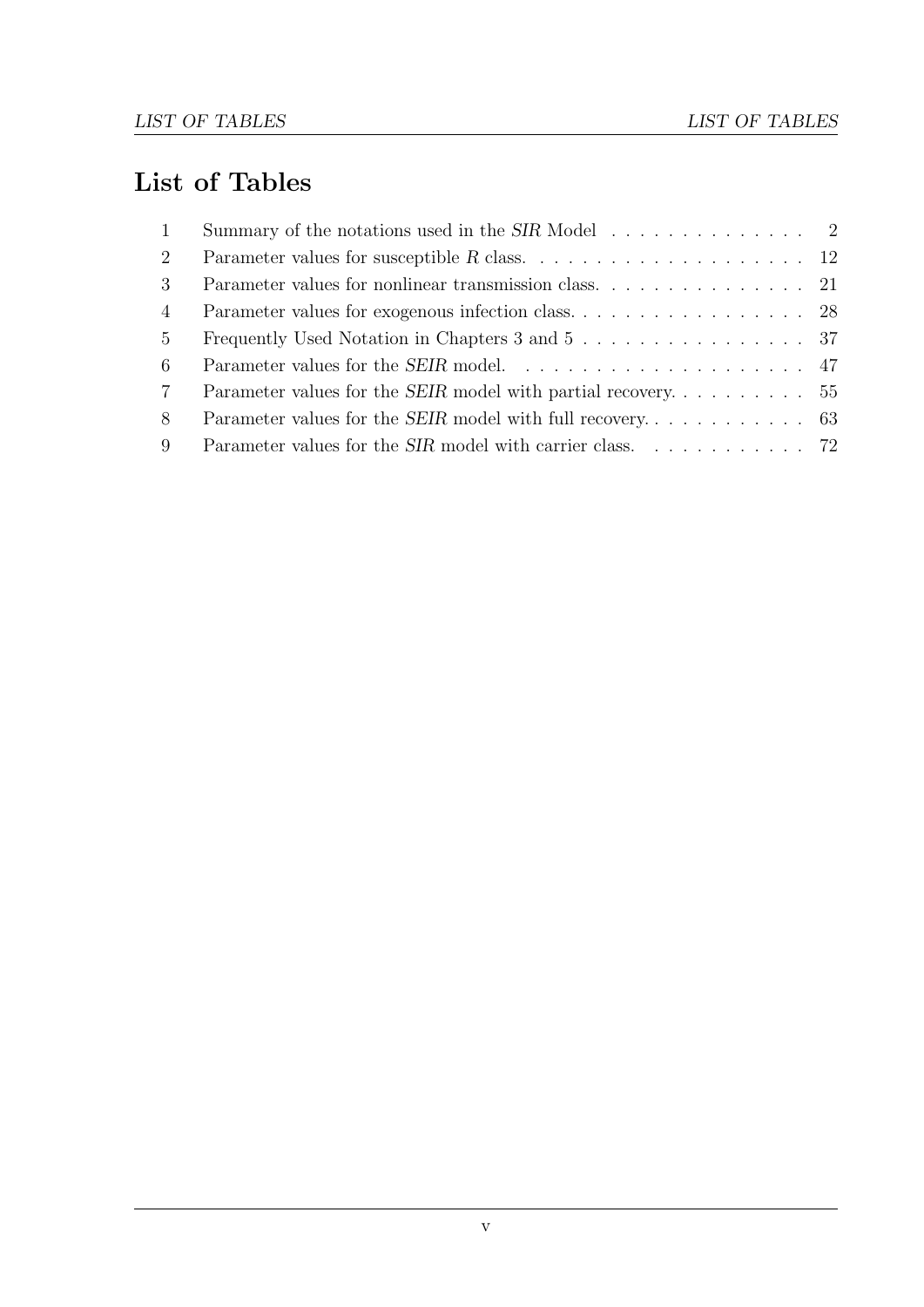# List of Tables

1 Summary of the notations used in the *SIR* Model . . . . . . . . . . . . . . . 2
2 Parameter values for susceptible $R$ class. . . . . . . . . . . . . . . . . . . . 12
3 Parameter values for nonlinear transmission class. . . . . . . . . . . . . . . 21
4 Parameter values for exogenous infection class. . . . . . . . . . . . . . . . . 28
5 Frequently Used Notation in Chapters 3 and 5 . . . . . . . . . . . . . . . . 37
6 Parameter values for the *SEIR* model. . . . . . . . . . . . . . . . . . . . . 47
7 Parameter values for the *SEIR* model with partial recovery. . . . . . . . . . 55
8 Parameter values for the *SEIR* model with full recovery. . . . . . . . . . . . 63
9 Parameter values for the *SIR* model with carrier class. . . . . . . . . . . . 72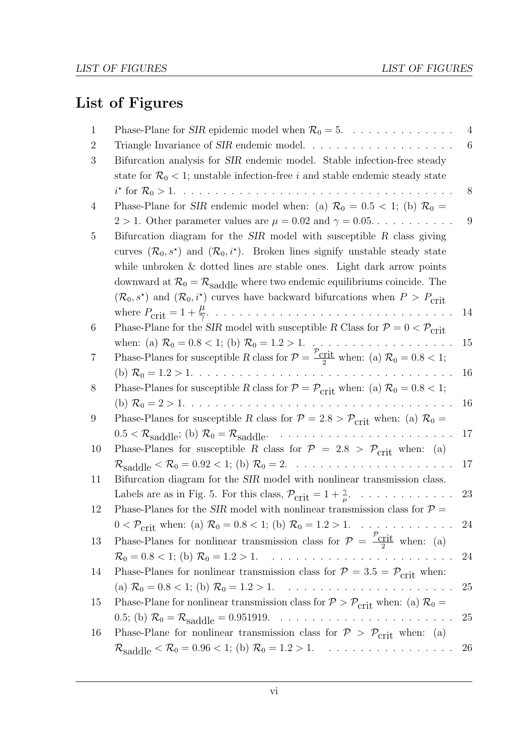# List of Figures

1. Phase-Plane for *SIR* epidemic model when $\mathcal{R}_0 = 5$. . . . . . . . . . . . . . 4
2. Triangle Invariance of *SIR* endemic model. . . . . . . . . . . . . . . . . . . . 6
3. Bifurcation analysis for *SIR* endemic model. Stable infection-free steady state for $\mathcal{R}_0 < 1$; unstable infection-free $i$ and stable endemic steady state $i^\star$ for $\mathcal{R}_0 > 1$. . . . . . . . . . . . . . . . . . . . . . . . . . . . . . . . . . 8
4. Phase-Plane for *SIR* endemic model when: (a) $\mathcal{R}_0 = 0.5 < 1$; (b) $\mathcal{R}_0 = 2 > 1$. Other parameter values are $\mu = 0.02$ and $\gamma = 0.05$. . . . . . . . . . . 9
5. Bifurcation diagram for the *SIR* model with susceptible $R$ class giving curves $(\mathcal{R}_0, s^\star)$ and $(\mathcal{R}_0, i^\star)$. Broken lines signify unstable steady state while unbroken & dotted lines are stable ones. Light dark arrow points downward at $\mathcal{R}_0 = \mathcal{R}_{\text{saddle}}$ where two endemic equilibriums coincide. The $(\mathcal{R}_0, s^\star)$ and $(\mathcal{R}_0, i^\star)$ curves have backward bifurcations when $P > P_{\text{crit}}$ where $P_{\text{crit}} = 1 + \frac{\mu}{\gamma}$. . . . . . . . . . . . . . . . . . . . . . . . . . . . . 14
6. Phase-Plane for the *SIR* model with susceptible $R$ Class for $\mathcal{P} = 0 < \mathcal{P}_{\text{crit}}$ when: (a) $\mathcal{R}_0 = 0.8 < 1$; (b) $\mathcal{R}_0 = 1.2 > 1$. . . . . . . . . . . . . . . . . . 15
7. Phase-Planes for susceptible $R$ class for $\mathcal{P} = \frac{\mathcal{P}_{\text{crit}}}{2}$ when: (a) $\mathcal{R}_0 = 0.8 < 1$; (b) $\mathcal{R}_0 = 1.2 > 1$. . . . . . . . . . . . . . . . . . . . . . . . . . . . . . . . 16
8. Phase-Planes for susceptible $R$ class for $\mathcal{P} = \mathcal{P}_{\text{crit}}$ when: (a) $\mathcal{R}_0 = 0.8 < 1$; (b) $\mathcal{R}_0 = 2 > 1$. . . . . . . . . . . . . . . . . . . . . . . . . . . . . . . . . 16
9. Phase-Planes for susceptible $R$ class for $\mathcal{P} = 2.8 > \mathcal{P}_{\text{crit}}$ when: (a) $\mathcal{R}_0 = 0.5 < \mathcal{R}_{\text{saddle}}$; (b) $\mathcal{R}_0 = \mathcal{R}_{\text{saddle}}$. . . . . . . . . . . . . . . . . . . . . . 17
10. Phase-Planes for susceptible $R$ class for $\mathcal{P} = 2.8 > \mathcal{P}_{\text{crit}}$ when: (a) $\mathcal{R}_{\text{saddle}} < \mathcal{R}_0 = 0.92 < 1$; (b) $\mathcal{R}_0 = 2$. . . . . . . . . . . . . . . . . . . . . 17
11. Bifurcation diagram for the *SIR* model with nonlinear transmission class. Labels are as in Fig. 5. For this class, $\mathcal{P}_{\text{crit}} = 1 + \frac{\gamma}{\mu}$. . . . . . . . . . . . . 23
12. Phase-Planes for the *SIR* model with nonlinear transmission class for $\mathcal{P} = 0 < \mathcal{P}_{\text{crit}}$ when: (a) $\mathcal{R}_0 = 0.8 < 1$; (b) $\mathcal{R}_0 = 1.2 > 1$. . . . . . . . . . . . 24
13. Phase-Planes for nonlinear transmission class for $\mathcal{P} = \frac{\mathcal{P}_{\text{crit}}}{2}$ when: (a) $\mathcal{R}_0 = 0.8 < 1$; (b) $\mathcal{R}_0 = 1.2 > 1$. . . . . . . . . . . . . . . . . . . . . . . 24
14. Phase-Planes for nonlinear transmission class for $\mathcal{P} = 3.5 = \mathcal{P}_{\text{crit}}$ when: (a) $\mathcal{R}_0 = 0.8 < 1$; (b) $\mathcal{R}_0 = 1.2 > 1$. . . . . . . . . . . . . . . . . . . . . 25
15. Phase-Plane for nonlinear transmission class for $\mathcal{P} > \mathcal{P}_{\text{crit}}$ when: (a) $\mathcal{R}_0 = 0.5$; (b) $\mathcal{R}_0 = \mathcal{R}_{\text{saddle}} = 0.951919$. . . . . . . . . . . . . . . . . . . . . . 25
16. Phase-Plane for nonlinear transmission class for $\mathcal{P} > \mathcal{P}_{\text{crit}}$ when: (a) $\mathcal{R}_{\text{saddle}} < \mathcal{R}_0 = 0.96 < 1$; (b) $\mathcal{R}_0 = 1.2 > 1$. . . . . . . . . . . . . . . . 26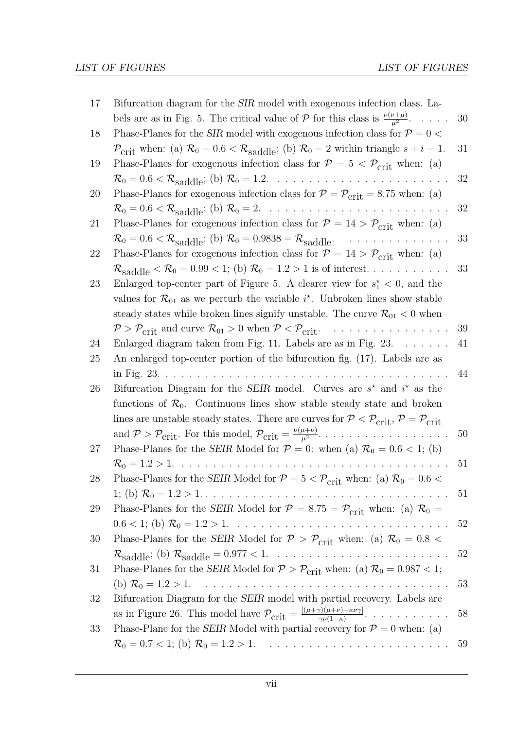| | | |
|---|---|---|
| 17 | Bifurcation diagram for the *SIR* model with exogenous infection class. Labels are as in Fig. 5. The critical value of $\mathcal{P}$ for this class is $\frac{\nu(\nu+\mu)}{\mu^2}$. | 30 |
| 18 | Phase-Planes for the *SIR* model with exogenous infection class for $\mathcal{P} = 0 < \mathcal{P}_{\text{crit}}$ when: (a) $\mathcal{R}_0 = 0.6 < \mathcal{R}_{\text{saddle}}$; (b) $\mathcal{R}_0 = 2$ within triangle $s + i = 1$. | 31 |
| 19 | Phase-Planes for exogenous infection class for $\mathcal{P} = 5 < \mathcal{P}_{\text{crit}}$ when: (a) $\mathcal{R}_0 = 0.6 < \mathcal{R}_{\text{saddle}}$; (b) $\mathcal{R}_0 = 1.2$. | 32 |
| 20 | Phase-Planes for exogenous infection class for $\mathcal{P} = \mathcal{P}_{\text{crit}} = 8.75$ when: (a) $\mathcal{R}_0 = 0.6 < \mathcal{R}_{\text{saddle}}$; (b) $\mathcal{R}_0 = 2$. | 32 |
| 21 | Phase-Planes for exogenous infection class for $\mathcal{P} = 14 > \mathcal{P}_{\text{crit}}$ when: (a) $\mathcal{R}_0 = 0.6 < \mathcal{R}_{\text{saddle}}$; (b) $\mathcal{R}_0 = 0.9838 = \mathcal{R}_{\text{saddle}}$. | 33 |
| 22 | Phase-Planes for exogenous infection class for $\mathcal{P} = 14 > \mathcal{P}_{\text{crit}}$ when: (a) $\mathcal{R}_{\text{saddle}} < \mathcal{R}_0 = 0.99 < 1$; (b) $\mathcal{R}_0 = 1.2 > 1$ is of interest. | 33 |
| 23 | Enlarged top-center part of Figure 5. A clearer view for $s_1^\star < 0$, and the values for $\mathcal{R}_{01}$ as we perturb the variable $i^\star$. Unbroken lines show stable steady states while broken lines signify unstable. The curve $\mathcal{R}_{01} < 0$ when $\mathcal{P} > \mathcal{P}_{\text{crit}}$ and curve $\mathcal{R}_{01} > 0$ when $\mathcal{P} < \mathcal{P}_{\text{crit}}$. | 39 |
| 24 | Enlarged diagram taken from Fig. 11. Labels are as in Fig. 23. | 41 |
| 25 | An enlarged top-center portion of the bifurcation fig. (17). Labels are as in Fig. 23. | 44 |
| 26 | Bifurcation Diagram for the *SEIR* model. Curves are $s^\star$ and $i^\star$ as the functions of $\mathcal{R}_0$. Continuous lines show stable steady state and broken lines are unstable steady states. There are curves for $\mathcal{P} < \mathcal{P}_{\text{crit}}$, $\mathcal{P} = \mathcal{P}_{\text{crit}}$ and $\mathcal{P} > \mathcal{P}_{\text{crit}}$. For this model, $\mathcal{P}_{\text{crit}} = \frac{\nu(\mu+\nu)}{\mu^2}$. | 50 |
| 27 | Phase-Planes for the *SEIR* Model for $\mathcal{P} = 0$: when (a) $\mathcal{R}_0 = 0.6 < 1$; (b) $\mathcal{R}_0 = 1.2 > 1$. | 51 |
| 28 | Phase-Planes for the *SEIR* Model for $\mathcal{P} = 5 < \mathcal{P}_{\text{crit}}$ when: (a) $\mathcal{R}_0 = 0.6 < 1$; (b) $\mathcal{R}_0 = 1.2 > 1$. | 51 |
| 29 | Phase-Planes for the *SEIR* Model for $\mathcal{P} = 8.75 = \mathcal{P}_{\text{crit}}$ when: (a) $\mathcal{R}_0 = 0.6 < 1$; (b) $\mathcal{R}_0 = 1.2 > 1$. | 52 |
| 30 | Phase-Planes for the *SEIR* Model for $\mathcal{P} > \mathcal{P}_{\text{crit}}$ when: (a) $\mathcal{R}_0 = 0.8 < \mathcal{R}_{\text{saddle}}$; (b) $\mathcal{R}_{\text{saddle}} = 0.977 < 1$. | 52 |
| 31 | Phase-Planes for the *SEIR* Model for $\mathcal{P} > \mathcal{P}_{\text{crit}}$ when: (a) $\mathcal{R}_0 = 0.987 < 1$; (b) $\mathcal{R}_0 = 1.2 > 1$. | 53 |
| 32 | Bifurcation Diagram for the *SEIR* model with partial recovery. Labels are as in Figure 26. This model have $\mathcal{P}_{\text{crit}} = \frac{[(\mu+\gamma)(\mu+\nu)-\kappa\nu\gamma]}{\gamma\nu(1-\kappa)}$. | 58 |
| 33 | Phase-Plane for the *SEIR* Model with partial recovery for $\mathcal{P} = 0$ when: (a) $\mathcal{R}_0 = 0.7 < 1$; (b) $\mathcal{R}_0 = 1.2 > 1$. | 59 |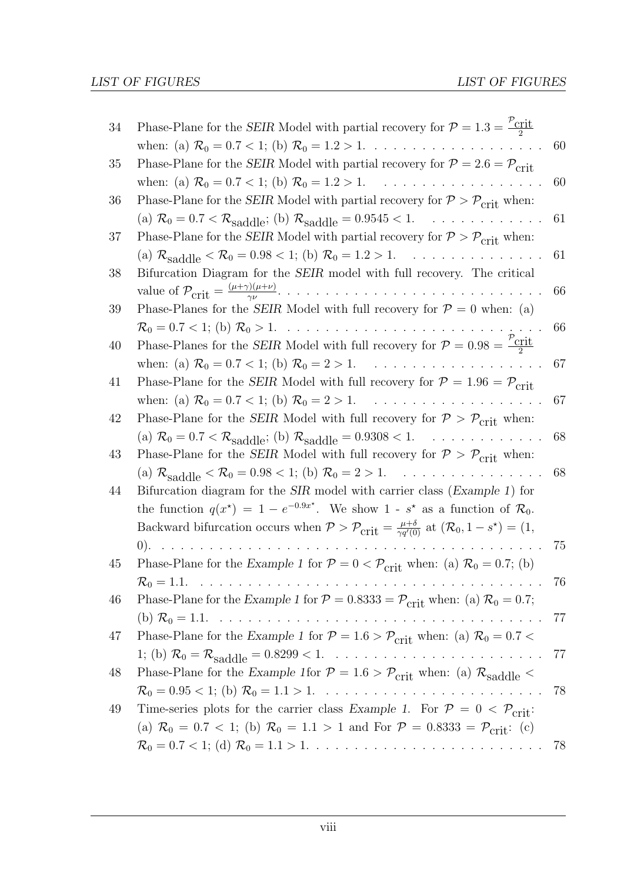| | | |
|---|---|---|
| 34 | Phase-Plane for the *SEIR* Model with partial recovery for $\mathcal{P} = 1.3 = \frac{\mathcal{P}_{\text{crit}}}{2}$ when: (a) $\mathcal{R}_0 = 0.7 < 1$; (b) $\mathcal{R}_0 = 1.2 > 1$. | 60 |
| 35 | Phase-Plane for the *SEIR* Model with partial recovery for $\mathcal{P} = 2.6 = \mathcal{P}_{\text{crit}}$ when: (a) $\mathcal{R}_0 = 0.7 < 1$; (b) $\mathcal{R}_0 = 1.2 > 1$. | 60 |
| 36 | Phase-Plane for the *SEIR* Model with partial recovery for $\mathcal{P} > \mathcal{P}_{\text{crit}}$ when: (a) $\mathcal{R}_0 = 0.7 < \mathcal{R}_{\text{saddle}}$; (b) $\mathcal{R}_{\text{saddle}} = 0.9545 < 1$. | 61 |
| 37 | Phase-Plane for the *SEIR* Model with partial recovery for $\mathcal{P} > \mathcal{P}_{\text{crit}}$ when: (a) $\mathcal{R}_{\text{saddle}} < \mathcal{R}_0 = 0.98 < 1$; (b) $\mathcal{R}_0 = 1.2 > 1$. | 61 |
| 38 | Bifurcation Diagram for the *SEIR* model with full recovery. The critical value of $\mathcal{P}_{\text{crit}} = \frac{(\mu+\gamma)(\mu+\nu)}{\gamma\nu}$. | 66 |
| 39 | Phase-Planes for the *SEIR* Model with full recovery for $\mathcal{P} = 0$ when: (a) $\mathcal{R}_0 = 0.7 < 1$; (b) $\mathcal{R}_0 > 1$. | 66 |
| 40 | Phase-Planes for the *SEIR* Model with full recovery for $\mathcal{P} = 0.98 = \frac{\mathcal{P}_{\text{crit}}}{2}$ when: (a) $\mathcal{R}_0 = 0.7 < 1$; (b) $\mathcal{R}_0 = 2 > 1$. | 67 |
| 41 | Phase-Plane for the *SEIR* Model with full recovery for $\mathcal{P} = 1.96 = \mathcal{P}_{\text{crit}}$ when: (a) $\mathcal{R}_0 = 0.7 < 1$; (b) $\mathcal{R}_0 = 2 > 1$. | 67 |
| 42 | Phase-Plane for the *SEIR* Model with full recovery for $\mathcal{P} > \mathcal{P}_{\text{crit}}$ when: (a) $\mathcal{R}_0 = 0.7 < \mathcal{R}_{\text{saddle}}$; (b) $\mathcal{R}_{\text{saddle}} = 0.9308 < 1$. | 68 |
| 43 | Phase-Plane for the *SEIR* Model with full recovery for $\mathcal{P} > \mathcal{P}_{\text{crit}}$ when: (a) $\mathcal{R}_{\text{saddle}} < \mathcal{R}_0 = 0.98 < 1$; (b) $\mathcal{R}_0 = 2 > 1$. | 68 |
| 44 | Bifurcation diagram for the *SIR* model with carrier class (*Example 1*) for the function $q(x^\star) = 1 - e^{-0.9x^\star}$. We show 1 - $s^\star$ as a function of $\mathcal{R}_0$. Backward bifurcation occurs when $\mathcal{P} > \mathcal{P}_{\text{crit}} = \frac{\mu+\delta}{\gamma q'(0)}$ at $(\mathcal{R}_0, 1 - s^\star) = (1, 0)$. | 75 |
| 45 | Phase-Plane for the *Example 1* for $\mathcal{P} = 0 < \mathcal{P}_{\text{crit}}$ when: (a) $\mathcal{R}_0 = 0.7$; (b) $\mathcal{R}_0 = 1.1$. | 76 |
| 46 | Phase-Plane for the *Example 1* for $\mathcal{P} = 0.8333 = \mathcal{P}_{\text{crit}}$ when: (a) $\mathcal{R}_0 = 0.7$; (b) $\mathcal{R}_0 = 1.1$. | 77 |
| 47 | Phase-Plane for the *Example 1* for $\mathcal{P} = 1.6 > \mathcal{P}_{\text{crit}}$ when: (a) $\mathcal{R}_0 = 0.7 < 1$; (b) $\mathcal{R}_0 = \mathcal{R}_{\text{saddle}} = 0.8299 < 1$. | 77 |
| 48 | Phase-Plane for the *Example 1*for $\mathcal{P} = 1.6 > \mathcal{P}_{\text{crit}}$ when: (a) $\mathcal{R}_{\text{saddle}} < \mathcal{R}_0 = 0.95 < 1$; (b) $\mathcal{R}_0 = 1.1 > 1$. | 78 |
| 49 | Time-series plots for the carrier class *Example 1*. For $\mathcal{P} = 0 < \mathcal{P}_{\text{crit}}$: (a) $\mathcal{R}_0 = 0.7 < 1$; (b) $\mathcal{R}_0 = 1.1 > 1$ and For $\mathcal{P} = 0.8333 = \mathcal{P}_{\text{crit}}$: (c) $\mathcal{R}_0 = 0.7 < 1$; (d) $\mathcal{R}_0 = 1.1 > 1$. | 78 |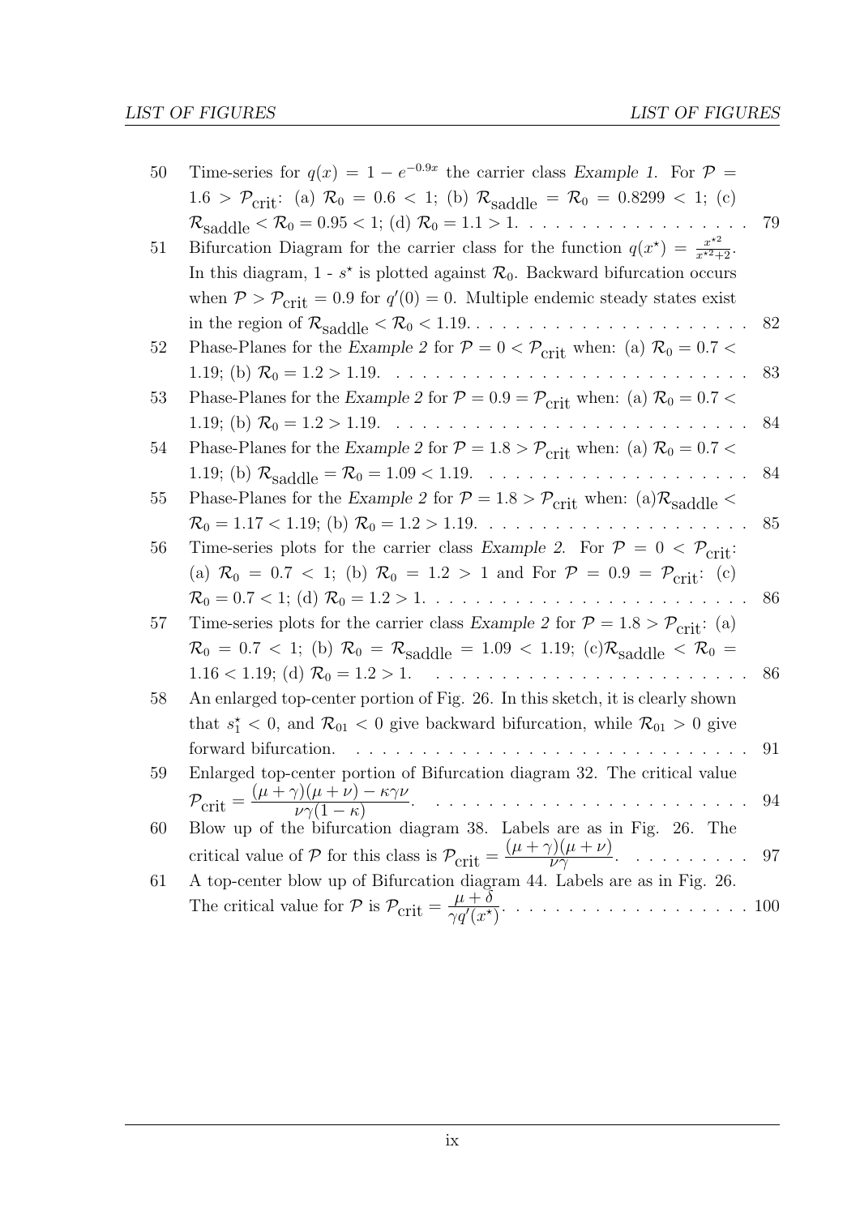| | | |
|---|---|---|
| 50 | Time-series for $q(x) = 1 - e^{-0.9x}$ the carrier class *Example 1*. For $\mathcal{P} = 1.6 > \mathcal{P}_{\text{crit}}$: (a) $\mathcal{R}_0 = 0.6 < 1$; (b) $\mathcal{R}_{\text{saddle}} = \mathcal{R}_0 = 0.8299 < 1$; (c) $\mathcal{R}_{\text{saddle}} < \mathcal{R}_0 = 0.95 < 1$; (d) $\mathcal{R}_0 = 1.1 > 1$. | 79 |
| 51 | Bifurcation Diagram for the carrier class for the function $q(x^\star) = \frac{x^{\star 2}}{x^{\star 2}+2}$. In this diagram, 1 - $s^\star$ is plotted against $\mathcal{R}_0$. Backward bifurcation occurs when $\mathcal{P} > \mathcal{P}_{\text{crit}} = 0.9$ for $q'(0) = 0$. Multiple endemic steady states exist in the region of $\mathcal{R}_{\text{saddle}} < \mathcal{R}_0 < 1.19$. | 82 |
| 52 | Phase-Planes for the *Example 2* for $\mathcal{P} = 0 < \mathcal{P}_{\text{crit}}$ when: (a) $\mathcal{R}_0 = 0.7 < 1.19$; (b) $\mathcal{R}_0 = 1.2 > 1.19$. | 83 |
| 53 | Phase-Planes for the *Example 2* for $\mathcal{P} = 0.9 = \mathcal{P}_{\text{crit}}$ when: (a) $\mathcal{R}_0 = 0.7 < 1.19$; (b) $\mathcal{R}_0 = 1.2 > 1.19$. | 84 |
| 54 | Phase-Planes for the *Example 2* for $\mathcal{P} = 1.8 > \mathcal{P}_{\text{crit}}$ when: (a) $\mathcal{R}_0 = 0.7 < 1.19$; (b) $\mathcal{R}_{\text{saddle}} = \mathcal{R}_0 = 1.09 < 1.19$. | 84 |
| 55 | Phase-Planes for the *Example 2* for $\mathcal{P} = 1.8 > \mathcal{P}_{\text{crit}}$ when: (a)$\mathcal{R}_{\text{saddle}} < \mathcal{R}_0 = 1.17 < 1.19$; (b) $\mathcal{R}_0 = 1.2 > 1.19$. | 85 |
| 56 | Time-series plots for the carrier class *Example 2*. For $\mathcal{P} = 0 < \mathcal{P}_{\text{crit}}$: (a) $\mathcal{R}_0 = 0.7 < 1$; (b) $\mathcal{R}_0 = 1.2 > 1$ and For $\mathcal{P} = 0.9 = \mathcal{P}_{\text{crit}}$: (c) $\mathcal{R}_0 = 0.7 < 1$; (d) $\mathcal{R}_0 = 1.2 > 1$. | 86 |
| 57 | Time-series plots for the carrier class *Example 2* for $\mathcal{P} = 1.8 > \mathcal{P}_{\text{crit}}$: (a) $\mathcal{R}_0 = 0.7 < 1$; (b) $\mathcal{R}_0 = \mathcal{R}_{\text{saddle}} = 1.09 < 1.19$; (c)$\mathcal{R}_{\text{saddle}} < \mathcal{R}_0 = 1.16 < 1.19$; (d) $\mathcal{R}_0 = 1.2 > 1$. | 86 |
| 58 | An enlarged top-center portion of Fig. 26. In this sketch, it is clearly shown that $s_1^\star < 0$, and $\mathcal{R}_{01} < 0$ give backward bifurcation, while $\mathcal{R}_{01} > 0$ give forward bifurcation. | 91 |
| 59 | Enlarged top-center portion of Bifurcation diagram 32. The critical value $\mathcal{P}_{\text{crit}} = \dfrac{(\mu+\gamma)(\mu+\nu) - \kappa\gamma\nu}{\nu\gamma(1-\kappa)}$. | 94 |
| 60 | Blow up of the bifurcation diagram 38. Labels are as in Fig. 26. The critical value of $\mathcal{P}$ for this class is $\mathcal{P}_{\text{crit}} = \dfrac{(\mu+\gamma)(\mu+\nu)}{\nu\gamma}$. | 97 |
| 61 | A top-center blow up of Bifurcation diagram 44. Labels are as in Fig. 26. The critical value for $\mathcal{P}$ is $\mathcal{P}_{\text{crit}} = \dfrac{\mu+\delta}{\gamma q'(x^\star)}$. | 100 |